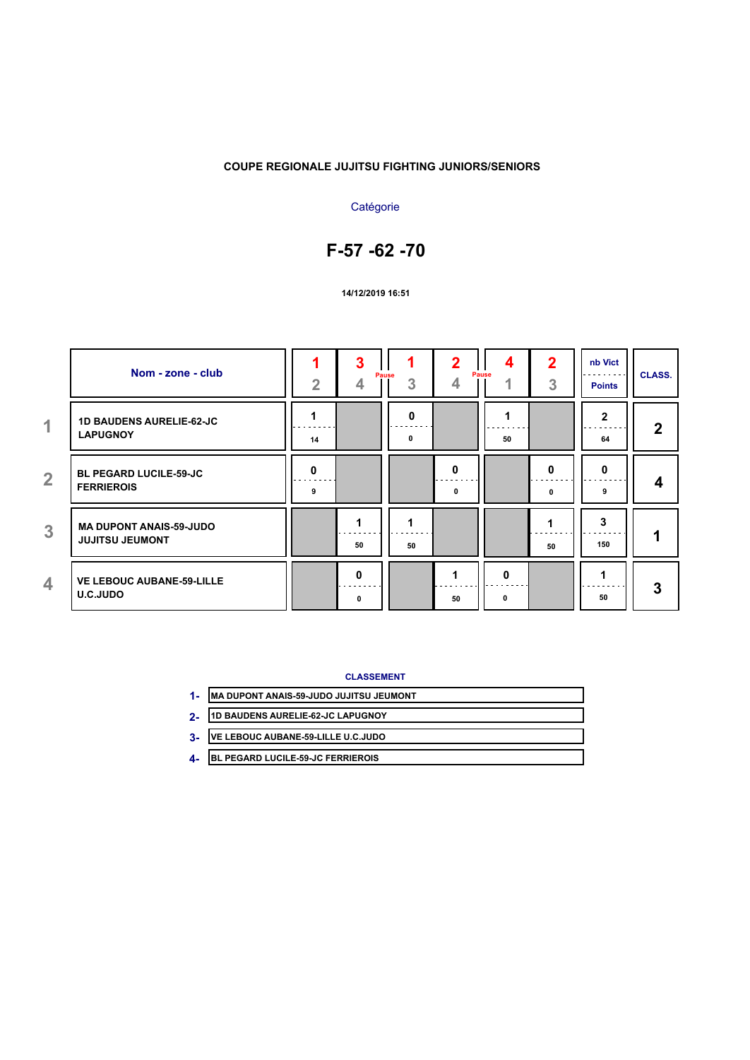**COUPE REGIONALE JUJITSU FIGHTING JUNIORS/SENIORS**

Catégorie

# F-57 -62 -70

**14/12/2019 16:51**

| | Nom - zone - club | 1 / 2 | 3 / 4 | 1 / 3 | 2 / 4 | 4 / 1 | 2 / 3 | nb Vict / Points | CLASS. |
|---|---|---|---|---|---|---|---|---|---|
| | | | Pause | | | Pause | | | |
| 1 | 1D BAUDENS AURELIE-62-JC LAPUGNOY | 1 / 14 | | 0 / 0 | | 1 / 50 | | 2 / 64 | 2 |
| 2 | BL PEGARD LUCILE-59-JC FERRIEROIS | 0 / 9 | | | 0 / 0 | | 0 / 0 | 0 / 9 | 4 |
| 3 | MA DUPONT ANAIS-59-JUDO JUJITSU JEUMONT | | 1 / 50 | 1 / 50 | | | 1 / 50 | 3 / 150 | 1 |
| 4 | VE LEBOUC AUBANE-59-LILLE U.C.JUDO | | 0 / 0 | | 1 / 50 | 0 / 0 | | 1 / 50 | 3 |

**CLASSEMENT**

1- MA DUPONT ANAIS-59-JUDO JUJITSU JEUMONT

2- 1D BAUDENS AURELIE-62-JC LAPUGNOY

3- VE LEBOUC AUBANE-59-LILLE U.C.JUDO

4- BL PEGARD LUCILE-59-JC FERRIEROIS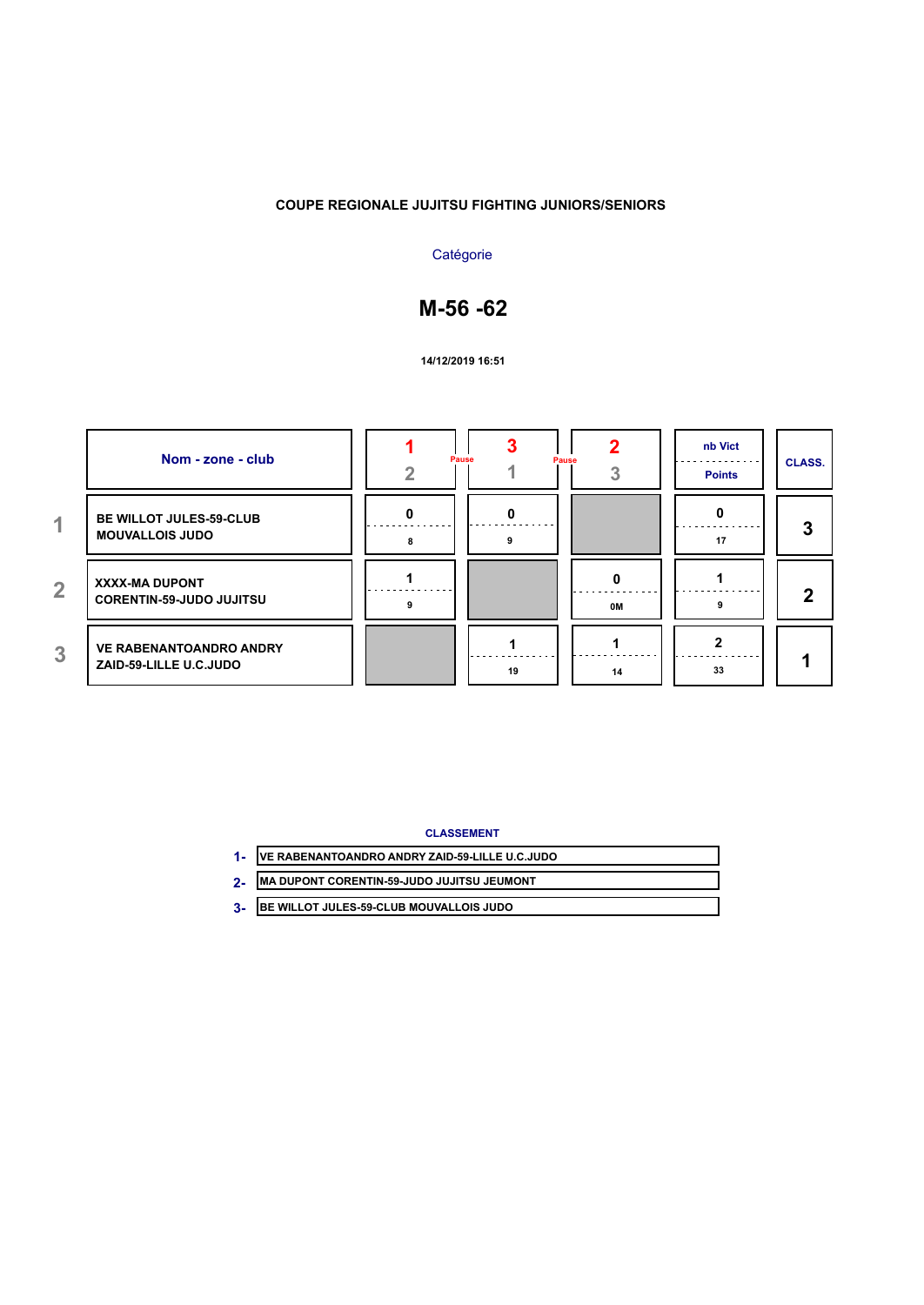**COUPE REGIONALE JUJITSU FIGHTING JUNIORS/SENIORS**

Catégorie

# M-56 -62

**14/12/2019 16:51**

| | Nom - zone - club | 1 / 2 (Pause) | 3 / 1 (Pause) | 2 / 3 | nb Vict / Points | CLASS. |
|---|---|---|---|---|---|---|
| 1 | BE WILLOT JULES-59-CLUB MOUVALLOIS JUDO | 0 / 8 | 0 / 9 | | 0 / 17 | 3 |
| 2 | XXXX-MA DUPONT CORENTIN-59-JUDO JUJITSU | 1 / 9 | | 0 / 0M | 1 / 9 | 2 |
| 3 | VE RABENANTOANDRO ANDRY ZAID-59-LILLE U.C.JUDO | | 1 / 19 | 1 / 14 | 2 / 33 | 1 |

**CLASSEMENT**

1- VE RABENANTOANDRO ANDRY ZAID-59-LILLE U.C.JUDO

2- MA DUPONT CORENTIN-59-JUDO JUJITSU JEUMONT

3- BE WILLOT JULES-59-CLUB MOUVALLOIS JUDO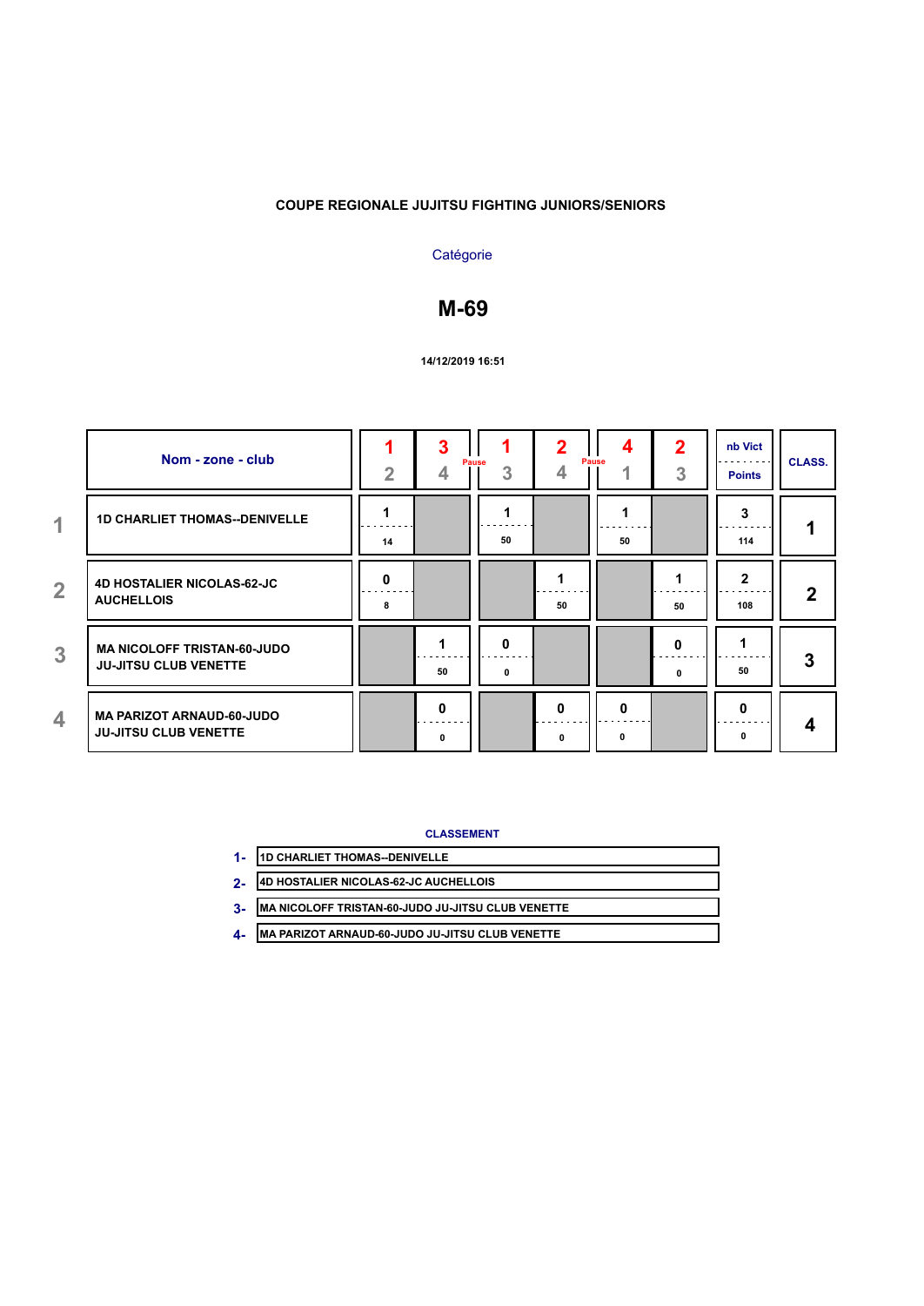**COUPE REGIONALE JUJITSU FIGHTING JUNIORS/SENIORS**

Catégorie

# M-69

**14/12/2019 16:51**

| | Nom - zone - club | 1-2 | 3-4 | 1-3 | 2-4 | 4-1 | 2-3 | nb Vict / Points | CLASS. |
|---|---|---|---|---|---|---|---|---|---|
| 1 | 1D CHARLIET THOMAS--DENIVELLE | 1 / 14 | | 1 / 50 | | 1 / 50 | | 3 / 114 | 1 |
| 2 | 4D HOSTALIER NICOLAS-62-JC AUCHELLOIS | 0 / 8 | | | 1 / 50 | | 1 / 50 | 2 / 108 | 2 |
| 3 | MA NICOLOFF TRISTAN-60-JUDO JU-JITSU CLUB VENETTE | | 1 / 50 | 0 / 0 | | | 0 / 0 | 1 / 50 | 3 |
| 4 | MA PARIZOT ARNAUD-60-JUDO JU-JITSU CLUB VENETTE | | 0 / 0 | | 0 / 0 | 0 / 0 | | 0 / 0 | 4 |

Pause (after 3-4), Pause (after 2-4)

**CLASSEMENT**

1- 1D CHARLIET THOMAS--DENIVELLE
2- 4D HOSTALIER NICOLAS-62-JC AUCHELLOIS
3- MA NICOLOFF TRISTAN-60-JUDO JU-JITSU CLUB VENETTE
4- MA PARIZOT ARNAUD-60-JUDO JU-JITSU CLUB VENETTE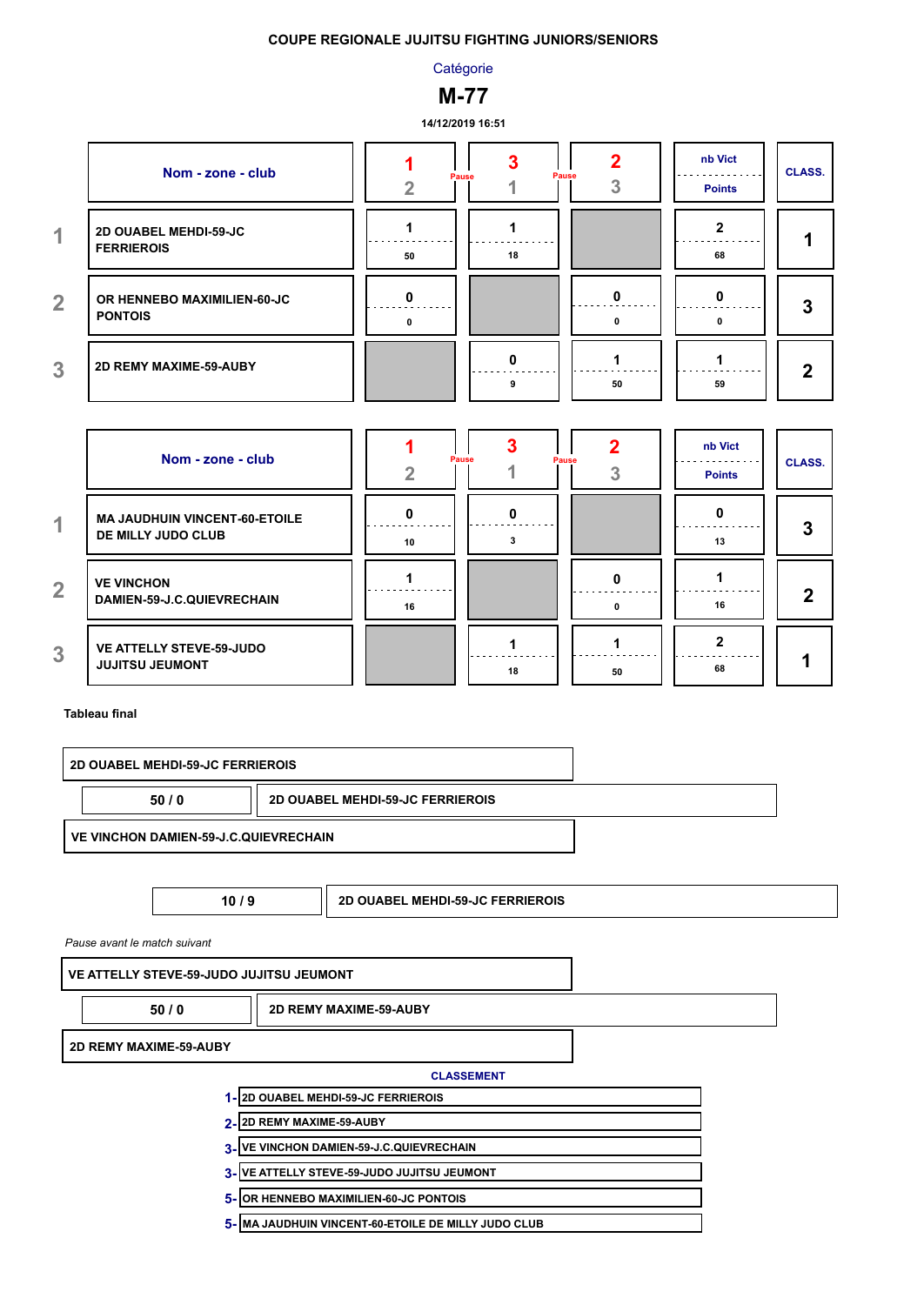**COUPE REGIONALE JUJITSU FIGHTING JUNIORS/SENIORS**

Catégorie

# M-77

**14/12/2019 16:51**

| | Nom - zone - club | 1 Pause 2 | 3 Pause 1 | 2 3 | nb Vict / Points | CLASS. |
|---|---|---|---|---|---|---|
| 1 | 2D OUABEL MEHDI-59-JC FERRIEROIS | 1 / 50 | 1 / 18 | | 2 / 68 | 1 |
| 2 | OR HENNEBO MAXIMILIEN-60-JC PONTOIS | 0 / 0 | | 0 / 0 | 0 / 0 | 3 |
| 3 | 2D REMY MAXIME-59-AUBY | | 0 / 9 | 1 / 50 | 1 / 59 | 2 |

| | Nom - zone - club | 1 Pause 2 | 3 Pause 1 | 2 3 | nb Vict / Points | CLASS. |
|---|---|---|---|---|---|---|
| 1 | MA JAUDHUIN VINCENT-60-ETOILE DE MILLY JUDO CLUB | 0 / 10 | 0 / 3 | | 0 / 13 | 3 |
| 2 | VE VINCHON DAMIEN-59-J.C.QUIEVRECHAIN | 1 / 16 | | 0 / 0 | 1 / 16 | 2 |
| 3 | VE ATTELLY STEVE-59-JUDO JUJITSU JEUMONT | | 1 / 18 | 1 / 50 | 2 / 68 | 1 |

**Tableau final**

| Combattants | Score | Vainqueur |
|---|---|---|
| 2D OUABEL MEHDI-59-JC FERRIEROIS / VE VINCHON DAMIEN-59-J.C.QUIEVRECHAIN | 50 / 0 | 2D OUABEL MEHDI-59-JC FERRIEROIS |
| Finale | 10 / 9 | 2D OUABEL MEHDI-59-JC FERRIEROIS |
| VE ATTELLY STEVE-59-JUDO JUJITSU JEUMONT / 2D REMY MAXIME-59-AUBY | 50 / 0 | 2D REMY MAXIME-59-AUBY |

*Pause avant le match suivant*

**CLASSEMENT**

1- 2D OUABEL MEHDI-59-JC FERRIEROIS
2- 2D REMY MAXIME-59-AUBY
3- VE VINCHON DAMIEN-59-J.C.QUIEVRECHAIN
3- VE ATTELLY STEVE-59-JUDO JUJITSU JEUMONT
5- OR HENNEBO MAXIMILIEN-60-JC PONTOIS
5- MA JAUDHUIN VINCENT-60-ETOILE DE MILLY JUDO CLUB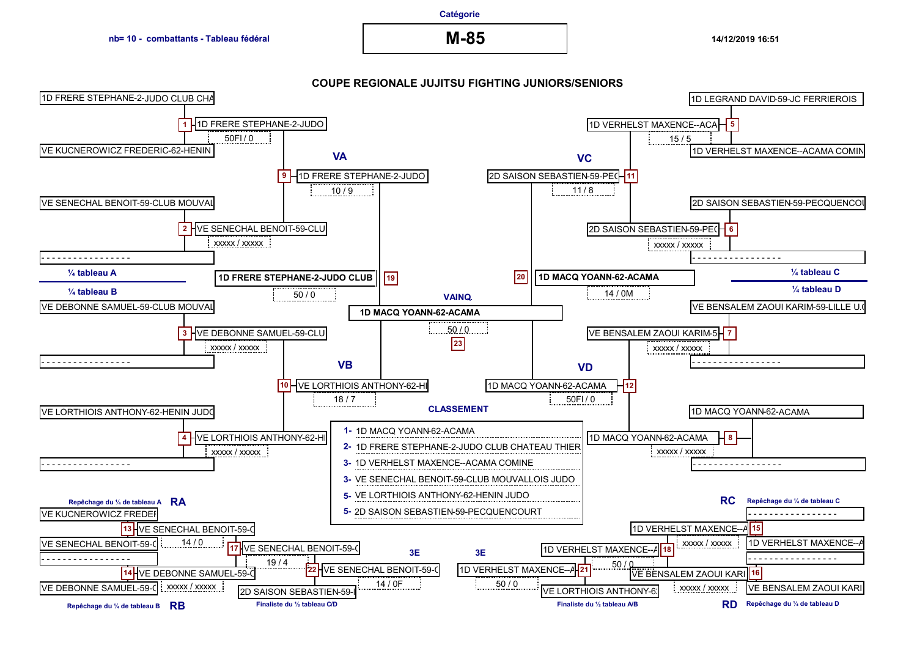Catégorie

# M-85

nb= 10 - combattants - Tableau fédéral

14/12/2019 16:51

## COUPE REGIONALE JUJITSU FIGHTING JUNIORS/SENIORS

### ¼ tableau A

- 1D FRERE STEPHANE-2-JUDO CLUB CHA
- VE KUCNEROWICZ FREDERIC-62-HENIN
- **1** 1D FRERE STEPHANE-2-JUDO — 50FI / 0
- VE SENECHAL BENOIT-59-CLUB MOUVAL
- - - - - - - - - - - - - - - - - -
- **2** VE SENECHAL BENOIT-59-CLU — xxxxx / xxxxx

**VA**

- **9** 1D FRERE STEPHANE-2-JUDO — 10 / 9

### ¼ tableau B

- VE DEBONNE SAMUEL-59-CLUB MOUVAL
- - - - - - - - - - - - - - - - - -
- **3** VE DEBONNE SAMUEL-59-CLU — xxxxx / xxxxx
- VE LORTHIOIS ANTHONY-62-HENIN JUDO
- - - - - - - - - - - - - - - - - -
- **4** VE LORTHIOIS ANTHONY-62-HI — xxxxx / xxxxx

**VB**

- **10** VE LORTHIOIS ANTHONY-62-HI — 18 / 7

### ¼ tableau C

- 1D LEGRAND DAVID-59-JC FERRIEROIS
- 1D VERHELST MAXENCE--ACAMA COMIN
- **5** 1D VERHELST MAXENCE--ACA — 15 / 5
- 2D SAISON SEBASTIEN-59-PECQUENCOU
- - - - - - - - - - - - - - - - - -
- **6** 2D SAISON SEBASTIEN-59-PEC — xxxxx / xxxxx

**VC**

- **11** 2D SAISON SEBASTIEN-59-PEC — 11 / 8

### ¼ tableau D

- VE BENSALEM ZAOUI KARIM-59-LILLE U.C
- - - - - - - - - - - - - - - - - -
- **7** VE BENSALEM ZAOUI KARIM-5 — xxxxx / xxxxx
- 1D MACQ YOANN-62-ACAMA
- - - - - - - - - - - - - - - - - -
- **8** 1D MACQ YOANN-62-ACAMA — xxxxx / xxxxx

**VD**

- **12** 1D MACQ YOANN-62-ACAMA — 50FI / 0

### Demi-finales et finale

- **19** 1D FRERE STEPHANE-2-JUDO CLUB — 50 / 0
- **20** 1D MACQ YOANN-62-ACAMA — 14 / 0M

**VAINQ.**

- **23** 1D MACQ YOANN-62-ACAMA — 50 / 0

### CLASSEMENT

1- 1D MACQ YOANN-62-ACAMA
2- 1D FRERE STEPHANE-2-JUDO CLUB CHATEAU THIER
3- 1D VERHELST MAXENCE--ACAMA COMINE
3- VE SENECHAL BENOIT-59-CLUB MOUVALLOIS JUDO
5- VE LORTHIOIS ANTHONY-62-HENIN JUDO
5- 2D SAISON SEBASTIEN-59-PECQUENCOURT

### Repêchage du ¼ de tableau A — RA

- VE KUCNEROWICZ FREDEI
- VE SENECHAL BENOIT-59-C
- **13** VE SENECHAL BENOIT-59-C — 14 / 0

### Repêchage du ¼ de tableau B — RB

- - - - - - - - - - - - - - - - - -
- VE DEBONNE SAMUEL-59-C
- **14** VE DEBONNE SAMUEL-59-C — xxxxx / xxxxx
- **17** VE SENECHAL BENOIT-59-C — 19 / 4

**3E**

- Finaliste du ½ tableau C/D: 2D SAISON SEBASTIEN-59-I
- **22** VE SENECHAL BENOIT-59-C — 14 / 0F

### Repêchage du ¼ de tableau C — RC

- - - - - - - - - - - - - - - - - -
- 1D VERHELST MAXENCE--A
- **15** 1D VERHELST MAXENCE--A — xxxxx / xxxxx

### Repêchage du ¼ de tableau D — RD

- - - - - - - - - - - - - - - - - -
- VE BENSALEM ZAOUI KARI
- **16** VE BENSALEM ZAOUI KARI — xxxxx / xxxxx
- **18** 1D VERHELST MAXENCE--A — 50 / 0

**3E**

- Finaliste du ½ tableau A/B: VE LORTHIOIS ANTHONY-6
- **21** 1D VERHELST MAXENCE--A — 50 / 0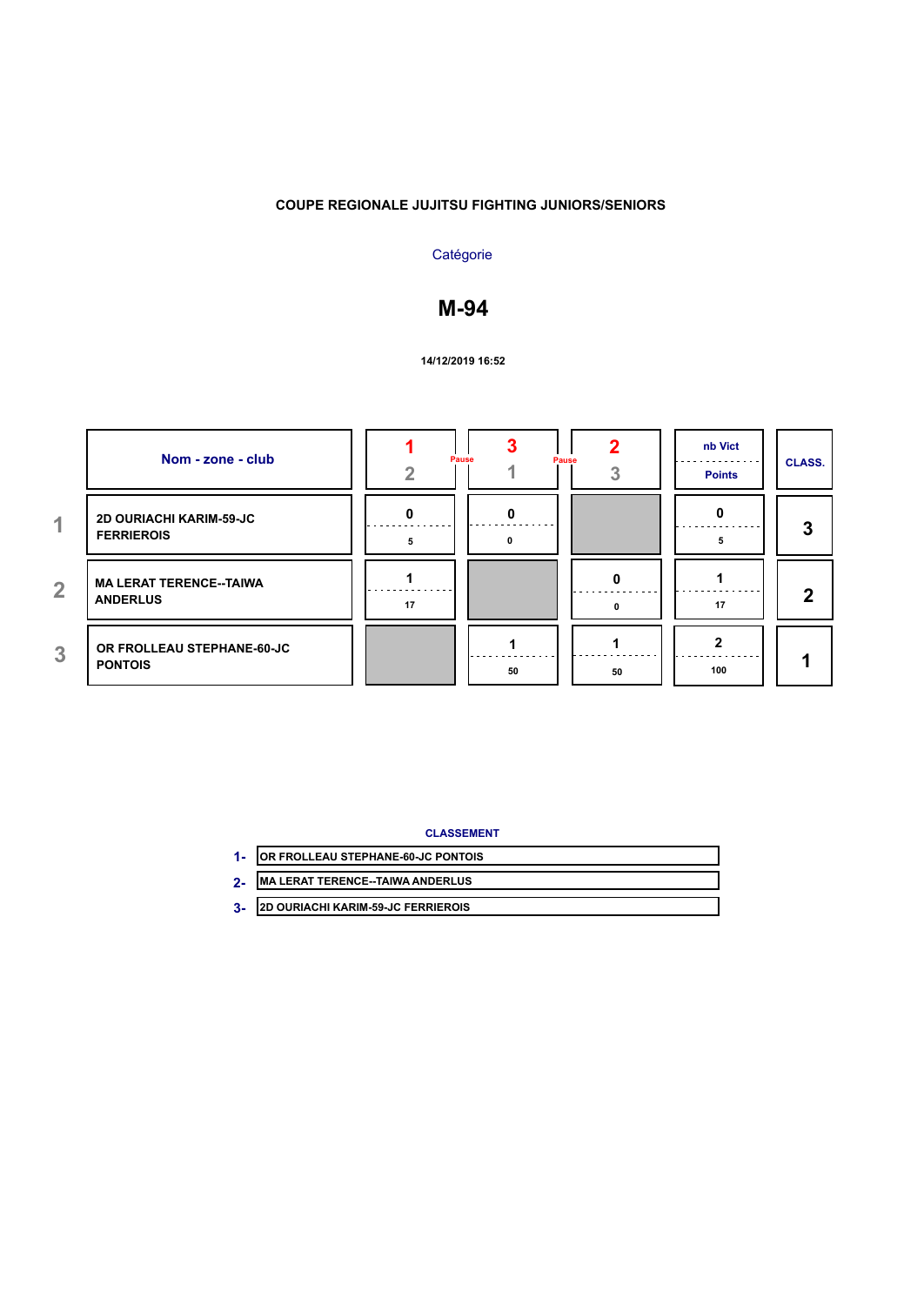**COUPE REGIONALE JUJITSU FIGHTING JUNIORS/SENIORS**

Catégorie

## M-94

**14/12/2019 16:52**

| | Nom - zone - club | 1 / 2 | 3 / 1 | 2 / 3 | nb Vict / Points | CLASS. |
|---|---|---|---|---|---|---|
| | | Pause | Pause | | | |
| 1 | 2D OURIACHI KARIM-59-JC FERRIEROIS | 0 / 5 | 0 / 0 | | 0 / 5 | 3 |
| 2 | MA LERAT TERENCE--TAIWA ANDERLUS | 1 / 17 | | 0 / 0 | 1 / 17 | 2 |
| 3 | OR FROLLEAU STEPHANE-60-JC PONTOIS | | 1 / 50 | 1 / 50 | 2 / 100 | 1 |

**CLASSEMENT**

| | |
|---|---|
| 1- | OR FROLLEAU STEPHANE-60-JC PONTOIS |
| 2- | MA LERAT TERENCE--TAIWA ANDERLUS |
| 3- | 2D OURIACHI KARIM-59-JC FERRIEROIS |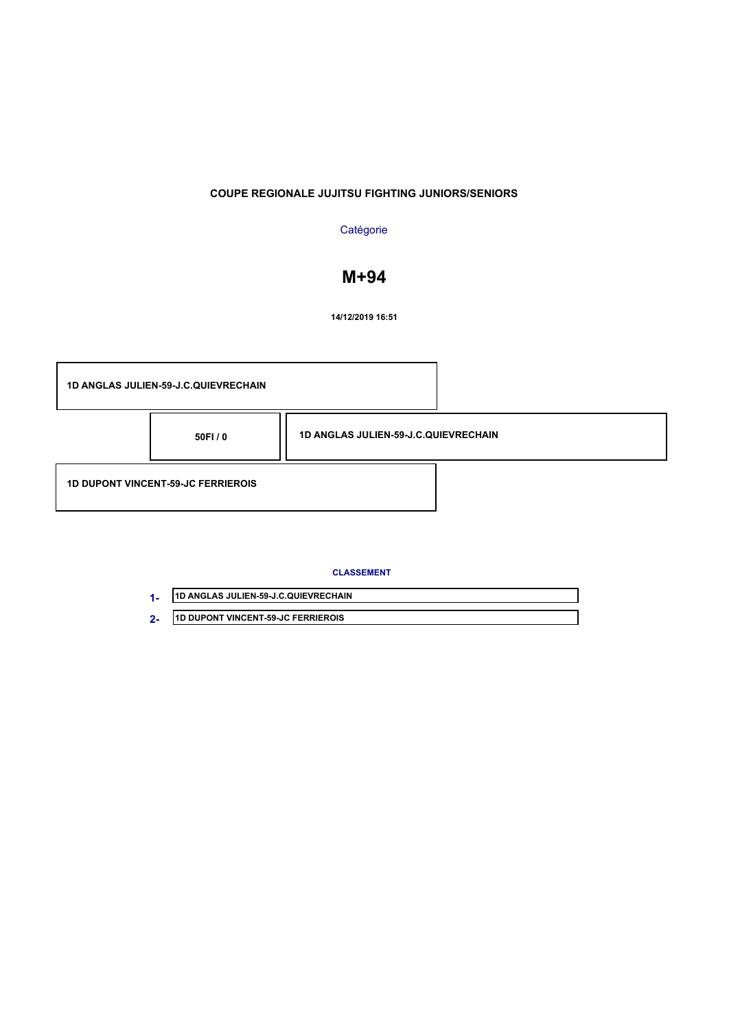**COUPE REGIONALE JUJITSU FIGHTING JUNIORS/SENIORS**

Catégorie

# M+94

**14/12/2019 16:51**

**1D ANGLAS JULIEN-59-J.C.QUIEVRECHAIN**

**50FI / 0**

**1D ANGLAS JULIEN-59-J.C.QUIEVRECHAIN**

**1D DUPONT VINCENT-59-JC FERRIEROIS**

**CLASSEMENT**

| | |
|---|---|
| 1- | 1D ANGLAS JULIEN-59-J.C.QUIEVRECHAIN |
| 2- | 1D DUPONT VINCENT-59-JC FERRIEROIS |